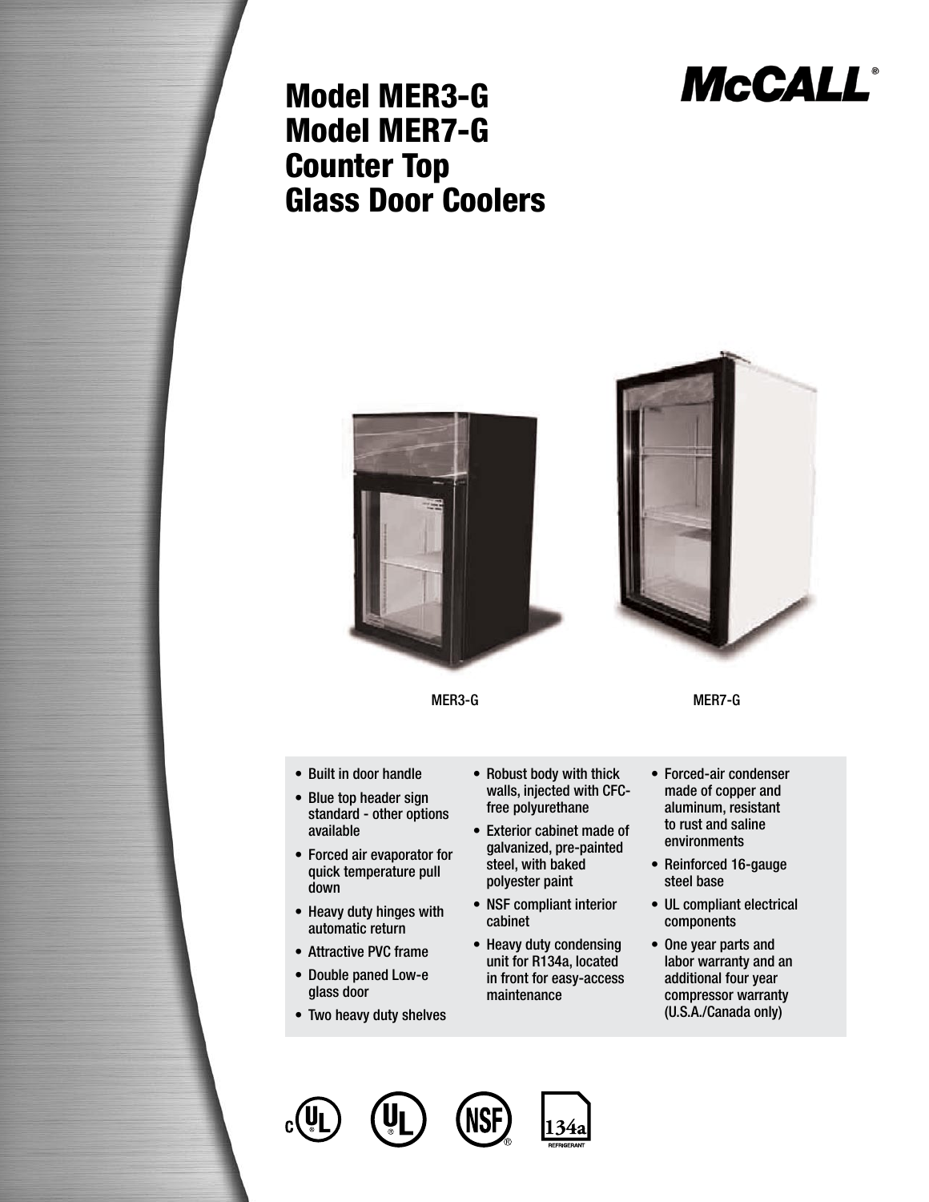# Model MER3-G
# Model MER7-G
# Counter Top Glass Door Coolers

McCALL®

MER3-G

MER7-G

- Built in door handle
- Blue top header sign standard - other options available
- Forced air evaporator for quick temperature pull down
- Heavy duty hinges with automatic return
- Attractive PVC frame
- Double paned Low-e glass door
- Two heavy duty shelves
- Robust body with thick walls, injected with CFC-free polyurethane
- Exterior cabinet made of galvanized, pre-painted steel, with baked polyester paint
- NSF compliant interior cabinet
- Heavy duty condensing unit for R134a, located in front for easy-access maintenance
- Forced-air condenser made of copper and aluminum, resistant to rust and saline environments
- Reinforced 16-gauge steel base
- UL compliant electrical components
- One year parts and labor warranty and an additional four year compressor warranty (U.S.A./Canada only)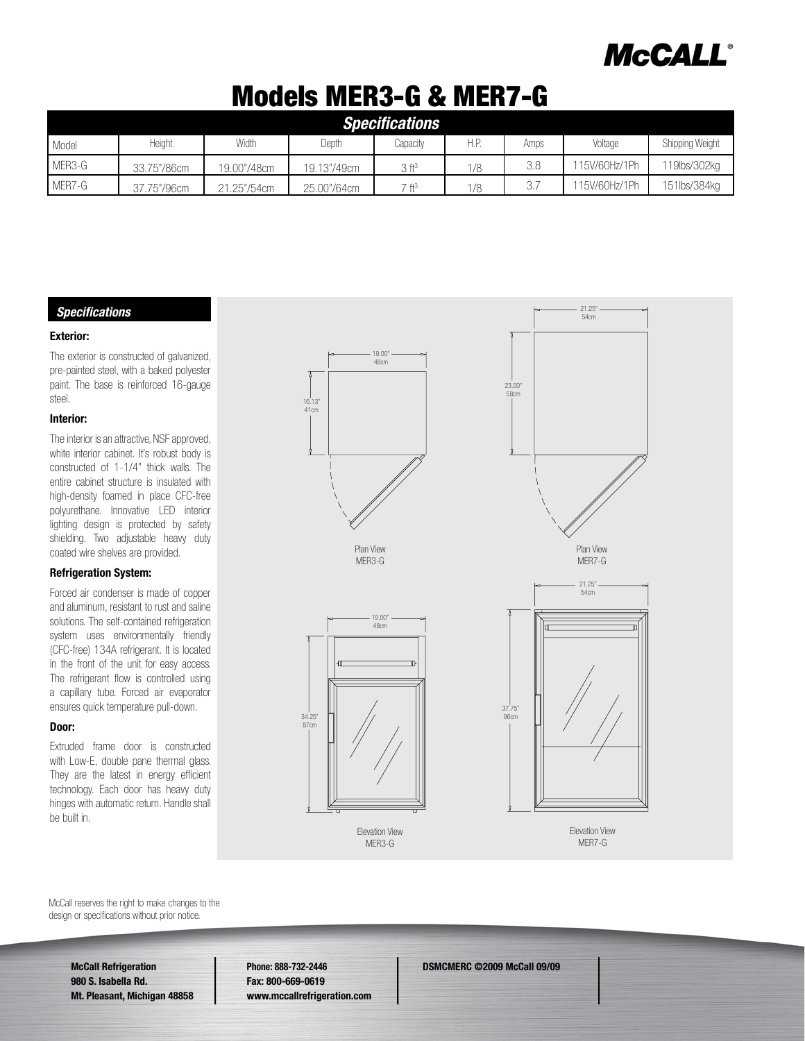McCALL®

# Models MER3-G & MER7-G

| Specifications | | | | | | | | |
|---|---|---|---|---|---|---|---|---|
| Model | Height | Width | Depth | Capacity | H.P. | Amps | Voltage | Shipping Weight |
| MER3-G | 33.75"/86cm | 19.00"/48cm | 19.13"/49cm | 3 $ft^3$ | 1/8 | 3.8 | 115V/60Hz/1Ph | 119lbs/302kg |
| MER7-G | 37.75"/96cm | 21.25"/54cm | 25.00"/64cm | 7 $ft^3$ | 1/8 | 3.7 | 115V/60Hz/1Ph | 151lbs/384kg |

## *Specifications*

**Exterior:**

The exterior is constructed of galvanized, pre-painted steel, with a baked polyester paint. The base is reinforced 16-gauge steel.

**Interior:**

The interior is an attractive, NSF approved, white interior cabinet. It's robust body is constructed of 1-1/4" thick walls. The entire cabinet structure is insulated with high-density foamed in place CFC-free polyurethane. Innovative LED interior lighting design is protected by safety shielding. Two adjustable heavy duty coated wire shelves are provided.

**Refrigeration System:**

Forced air condenser is made of copper and aluminum, resistant to rust and saline solutions. The self-contained refrigeration system uses environmentally friendly (CFC-free) 134A refrigerant. It is located in the front of the unit for easy access. The refrigerant flow is controlled using a capillary tube. Forced air evaporator ensures quick temperature pull-down.

**Door:**

Extruded frame door is constructed with Low-E, double pane thermal glass. They are the latest in energy efficient technology. Each door has heavy duty hinges with automatic return. Handle shall be built in.

19.00"
48cm
16.13"
41cm

Plan View
MER3-G

21.25"
54cm
23.00"
58cm

Plan View
MER7-G

19.00"
48cm
34.25"
87cm

Elevation View
MER3-G

21.25"
54cm
37.75"
96cm

Elevation View
MER7-G

McCall reserves the right to make changes to the design or specifications without prior notice.

**McCall Refrigeration**
**980 S. Isabella Rd.**
**Mt. Pleasant, Michigan 48858**

**Phone: 888-732-2446**
**Fax: 800-669-0619**
**www.mccallrefrigeration.com**

**DSMCMERC ©2009 McCall 09/09**